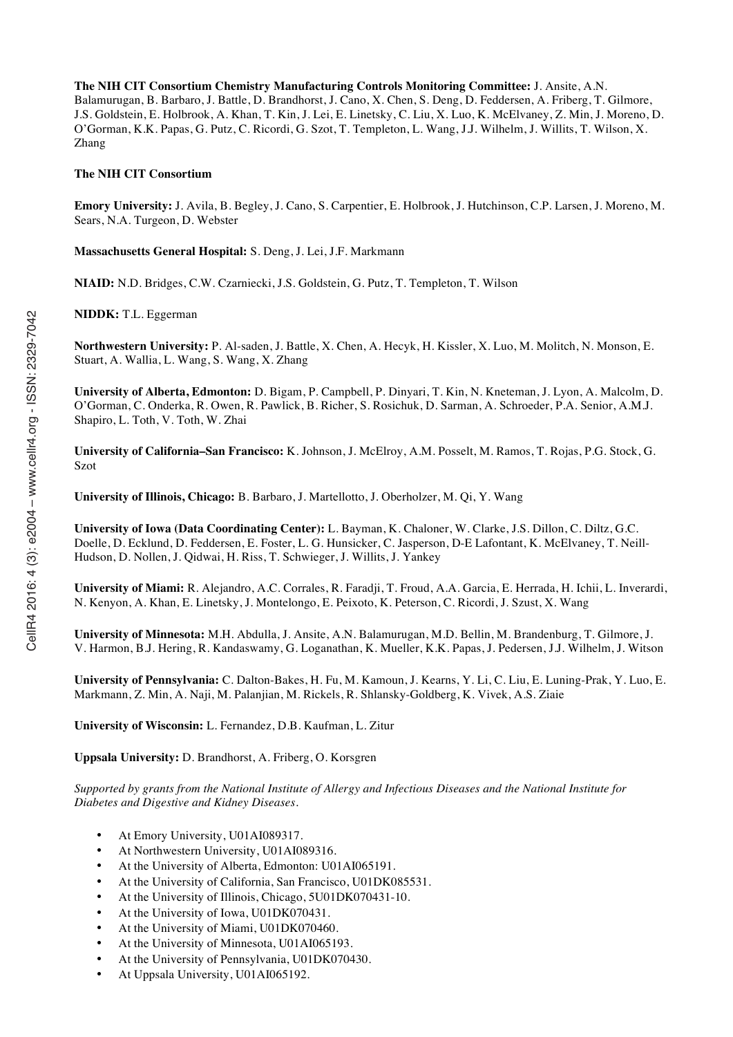**The NIH CIT Consortium Chemistry Manufacturing Controls Monitoring Committee:** J. Ansite, A.N. Balamurugan, B. Barbaro, J. Battle, D. Brandhorst, J. Cano, X. Chen, S. Deng, D. Feddersen, A. Friberg, T. Gilmore, J.S. Goldstein, E. Holbrook, A. Khan, T. Kin, J. Lei, E. Linetsky, C. Liu, X. Luo, K. McElvaney, Z. Min, J. Moreno, D. O'Gorman, K.K. Papas, G. Putz, C. Ricordi, G. Szot, T. Templeton, L. Wang, J.J. Wilhelm, J. Willits, T. Wilson, X. Zhang

**The NIH CIT Consortium**

**Emory University:** J. Avila, B. Begley, J. Cano, S. Carpentier, E. Holbrook, J. Hutchinson, C.P. Larsen, J. Moreno, M. Sears, N.A. Turgeon, D. Webster

**Massachusetts General Hospital:** S. Deng, J. Lei, J.F. Markmann

**NIAID:** N.D. Bridges, C.W. Czarniecki, J.S. Goldstein, G. Putz, T. Templeton, T. Wilson

**NIDDK:** T.L. Eggerman

**Northwestern University:** P. Al-saden, J. Battle, X. Chen, A. Hecyk, H. Kissler, X. Luo, M. Molitch, N. Monson, E. Stuart, A. Wallia, L. Wang, S. Wang, X. Zhang

**University of Alberta, Edmonton:** D. Bigam, P. Campbell, P. Dinyari, T. Kin, N. Kneteman, J. Lyon, A. Malcolm, D. O'Gorman, C. Onderka, R. Owen, R. Pawlick, B. Richer, S. Rosichuk, D. Sarman, A. Schroeder, P.A. Senior, A.M.J. Shapiro, L. Toth, V. Toth, W. Zhai

**University of California–San Francisco:** K. Johnson, J. McElroy, A.M. Posselt, M. Ramos, T. Rojas, P.G. Stock, G. Szot

**University of Illinois, Chicago:** B. Barbaro, J. Martellotto, J. Oberholzer, M. Qi, Y. Wang

**University of Iowa (Data Coordinating Center):** L. Bayman, K. Chaloner, W. Clarke, J.S. Dillon, C. Diltz, G.C. Doelle, D. Ecklund, D. Feddersen, E. Foster, L. G. Hunsicker, C. Jasperson, D-E Lafontant, K. McElvaney, T. Neill-Hudson, D. Nollen, J. Qidwai, H. Riss, T. Schwieger, J. Willits, J. Yankey

**University of Miami:** R. Alejandro, A.C. Corrales, R. Faradji, T. Froud, A.A. Garcia, E. Herrada, H. Ichii, L. Inverardi, N. Kenyon, A. Khan, E. Linetsky, J. Montelongo, E. Peixoto, K. Peterson, C. Ricordi, J. Szust, X. Wang

**University of Minnesota:** M.H. Abdulla, J. Ansite, A.N. Balamurugan, M.D. Bellin, M. Brandenburg, T. Gilmore, J. V. Harmon, B.J. Hering, R. Kandaswamy, G. Loganathan, K. Mueller, K.K. Papas, J. Pedersen, J.J. Wilhelm, J. Witson

**University of Pennsylvania:** C. Dalton-Bakes, H. Fu, M. Kamoun, J. Kearns, Y. Li, C. Liu, E. Luning-Prak, Y. Luo, E. Markmann, Z. Min, A. Naji, M. Palanjian, M. Rickels, R. Shlansky-Goldberg, K. Vivek, A.S. Ziaie

**University of Wisconsin:** L. Fernandez, D.B. Kaufman, L. Zitur

**Uppsala University:** D. Brandhorst, A. Friberg, O. Korsgren

*Supported by grants from the National Institute of Allergy and Infectious Diseases and the National Institute for Diabetes and Digestive and Kidney Diseases.*

- At Emory University, U01AI089317.
- At Northwestern University, U01AI089316.
- At the University of Alberta, Edmonton: U01AI065191.
- At the University of California, San Francisco, U01DK085531.
- At the University of Illinois, Chicago, 5U01DK070431-10.
- At the University of Iowa, U01DK070431.
- At the University of Miami, U01DK070460.
- At the University of Minnesota, U01AI065193.
- At the University of Pennsylvania, U01DK070430.
- At Uppsala University, U01AI065192.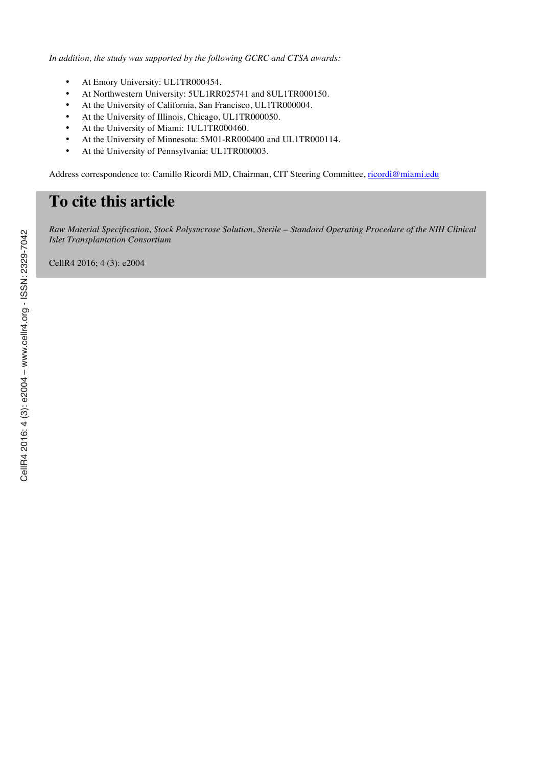*In addition, the study was supported by the following GCRC and CTSA awards:*

- At Emory University: UL1TR000454.
- At Northwestern University: 5UL1RR025741 and 8UL1TR000150.
- At the University of California, San Francisco, UL1TR000004.
- At the University of Illinois, Chicago, UL1TR000050.
- At the University of Miami: 1UL1TR000460.
- At the University of Minnesota: 5M01-RR000400 and UL1TR000114.
- At the University of Pennsylvania: UL1TR000003.

Address correspondence to: Camillo Ricordi MD, Chairman, CIT Steering Committee, ricordi@miami.edu

# To cite this article

*Raw Material Specification, Stock Polysucrose Solution, Sterile – Standard Operating Procedure of the NIH Clinical Islet Transplantation Consortium*

CellR4 2016; 4 (3): e2004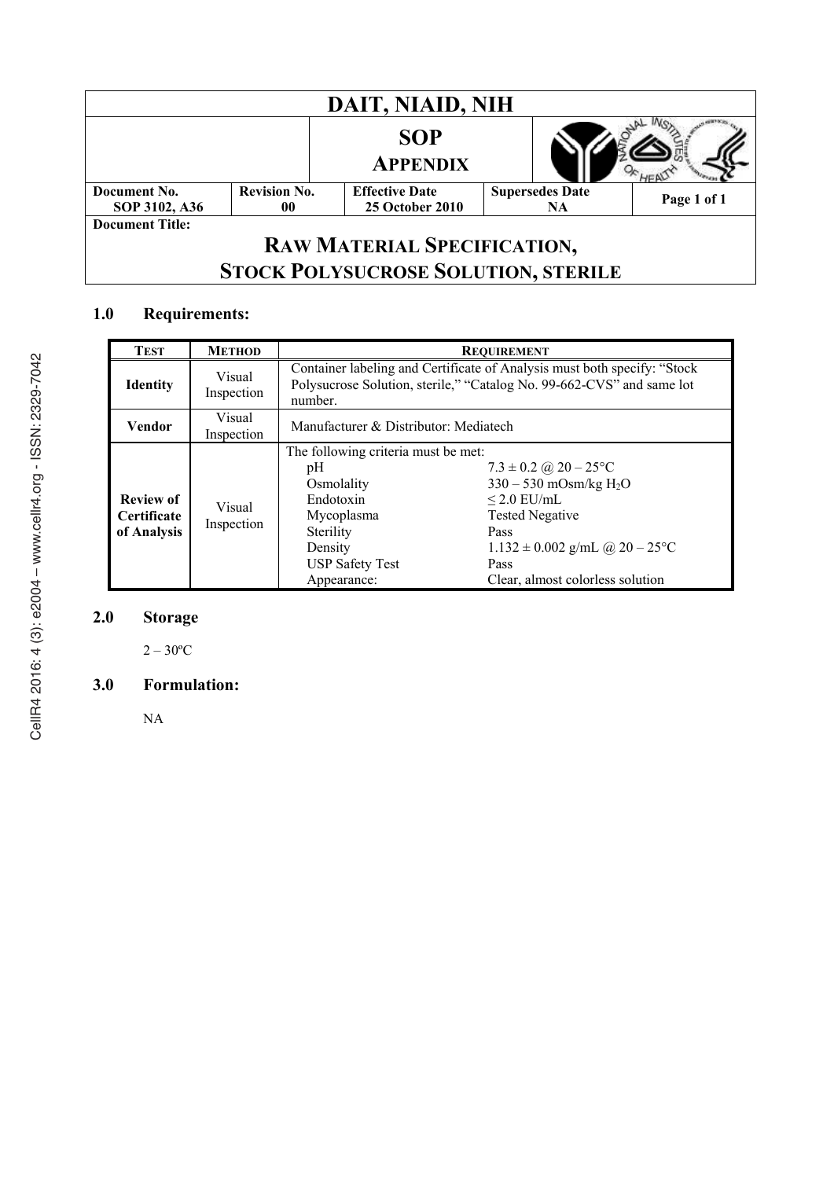| DAIT, NIAID, NIH | | | | |
|---|---|---|---|---|
| | | **SOP** **APPENDIX** | | |
| **Document No.** SOP 3102, A36 | **Revision No.** 00 | **Effective Date** 25 October 2010 | **Supersedes Date** NA | **Page 1 of 1** |

**Document Title:**

# RAW MATERIAL SPECIFICATION, STOCK POLYSUCROSE SOLUTION, STERILE

## 1.0 Requirements:

| TEST | METHOD | REQUIREMENT |
|---|---|---|
| **Identity** | Visual Inspection | Container labeling and Certificate of Analysis must both specify: "Stock Polysucrose Solution, sterile," "Catalog No. 99-662-CVS" and same lot number. |
| **Vendor** | Visual Inspection | Manufacturer & Distributor: Mediatech |
| **Review of Certificate of Analysis** | Visual Inspection | The following criteria must be met:<br>pH: 7.3 ± 0.2 @ 20 – 25°C<br>Osmolality: 330 – 530 mOsm/kg $H_2O$<br>Endotoxin: ≤ 2.0 EU/mL<br>Mycoplasma: Tested Negative<br>Sterility: Pass<br>Density: 1.132 ± 0.002 g/mL @ 20 – 25°C<br>USP Safety Test: Pass<br>Appearance: Clear, almost colorless solution |

## 2.0 Storage

2 – 30ºC

## 3.0 Formulation:

NA